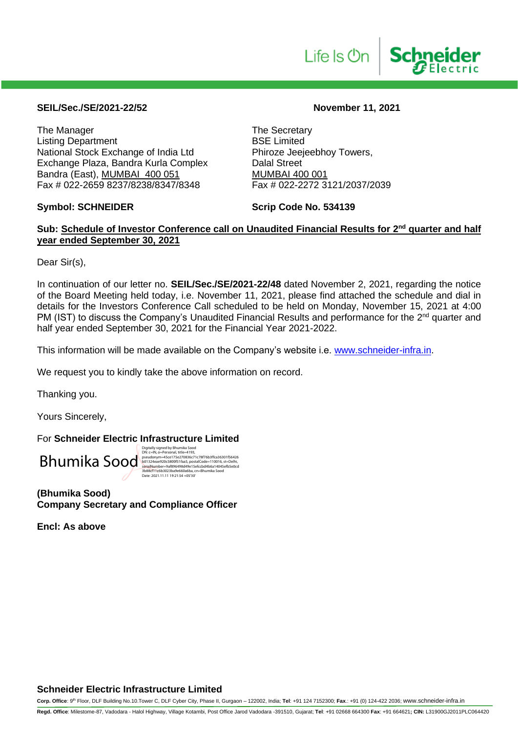**SEIL/Sec./SE/2021-22/52**

**November 11, 2021**

The Manager
Listing Department
National Stock Exchange of India Ltd
Exchange Plaza, Bandra Kurla Complex
Bandra (East), MUMBAI 400 051
Fax # 022-2659 8237/8238/8347/8348

The Secretary
BSE Limited
Phiroze Jeejeebhoy Towers,
Dalal Street
MUMBAI 400 001
Fax # 022-2272 3121/2037/2039

**Symbol: SCHNEIDER**

**Scrip Code No. 534139**

**Sub: Schedule of Investor Conference call on Unaudited Financial Results for 2nd quarter and half year ended September 30, 2021**

Dear Sir(s),

In continuation of our letter no. **SEIL/Sec./SE/2021-22/48** dated November 2, 2021, regarding the notice of the Board Meeting held today, i.e. November 11, 2021, please find attached the schedule and dial in details for the Investors Conference Call scheduled to be held on Monday, November 15, 2021 at 4:00 PM (IST) to discuss the Company's Unaudited Financial Results and performance for the 2nd quarter and half year ended September 30, 2021 for the Financial Year 2021-2022.

This information will be made available on the Company's website i.e. www.schneider-infra.in.

We request you to kindly take the above information on record.

Thanking you.

Yours Sincerely,

For **Schneider Electric Infrastructure Limited**

Bhumika Sood

Digitally signed by Bhumika Sood
DN: c=IN, o=Personal, title=4193, pseudonym=45ce175e270836c71c78f76b3ffca36301f56426b01324eae920c5800f51faa5, postalCode=110016, st=Delhi, serialNumber=9af896498d49e15efccbd4b6a14045efb5e0cd3b88cf11c6b3023ba9e660a6ba, cn=Bhumika Sood
Date: 2021.11.11 19:21:54 +05'30'

**(Bhumika Sood)**
**Company Secretary and Compliance Officer**

**Encl: As above**

**Schneider Electric Infrastructure Limited**

**Corp. Office**: 9th Floor, DLF Building No.10.Tower C, DLF Cyber City, Phase II, Gurgaon – 122002, India; **Tel**: +91 124 7152300; **Fax**.: +91 (0) 124-422 2036; www.schneider-infra.in

**Regd. Office**: Milestome-87, Vadodara - Halol Highway, Village Kotambi, Post Office Jarod Vadodara -391510, Gujarat; **Tel**: +91 02668 664300 **Fax**: +91 664621; **CIN:** L31900GJ2011PLC064420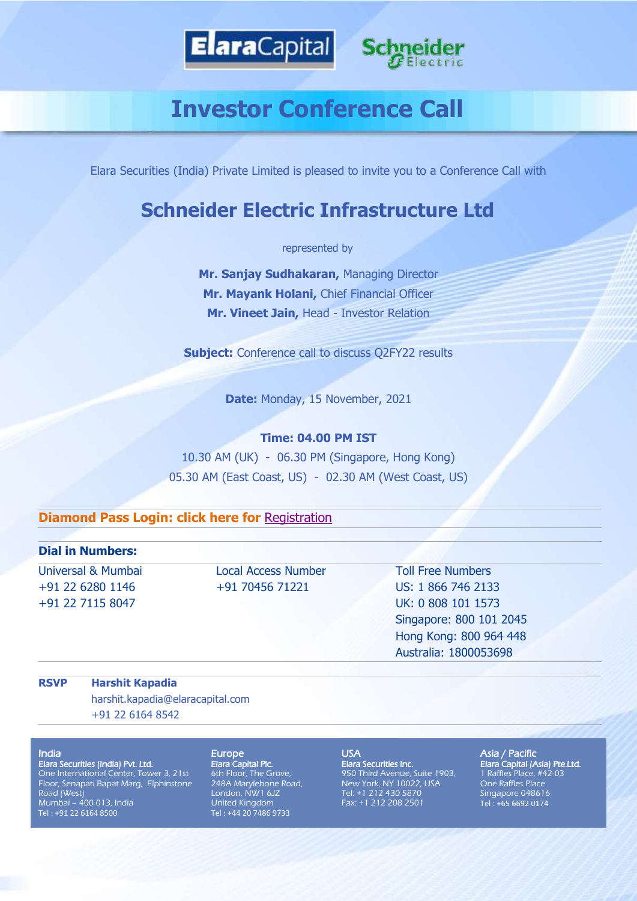ElaraCapital Schneider Electric

# Investor Conference Call

Elara Securities (India) Private Limited is pleased to invite you to a Conference Call with

## Schneider Electric Infrastructure Ltd

represented by

**Mr. Sanjay Sudhakaran,** Managing Director
**Mr. Mayank Holani,** Chief Financial Officer
**Mr. Vineet Jain,** Head - Investor Relation

**Subject:** Conference call to discuss Q2FY22 results

**Date:** Monday, 15 November, 2021

**Time: 04.00 PM IST**
10.30 AM (UK) - 06.30 PM (Singapore, Hong Kong)
05.30 AM (East Coast, US) - 02.30 AM (West Coast, US)

**Diamond Pass Login: click here for** Registration

**Dial in Numbers:**

| Universal & Mumbai | Local Access Number | Toll Free Numbers |
|---|---|---|
| +91 22 6280 1146 | +91 70456 71221 | US: 1 866 746 2133 |
| +91 22 7115 8047 | | UK: 0 808 101 1573 |
| | | Singapore: 800 101 2045 |
| | | Hong Kong: 800 964 448 |
| | | Australia: 1800053698 |

**RSVP** **Harshit Kapadia**
harshit.kapadia@elaracapital.com
+91 22 6164 8542

**India**
**Elara Securities (India) Pvt. Ltd.**
One International Center, Tower 3, 21st Floor, Senapati Bapat Marg, Elphinstone Road (West)
Mumbai – 400 013, India
Tel : +91 22 6164 8500

**Europe**
**Elara Capital Plc.**
6th Floor, The Grove,
248A Marylebone Road,
London, NW1 6JZ
United Kingdom
Tel : +44 20 7486 9733

**USA**
**Elara Securities Inc.**
950 Third Avenue, Suite 1903,
New York, NY 10022, USA
Tel: +1 212 430 5870
Fax: +1 212 208 2501

**Asia / Pacific**
**Elara Capital (Asia) Pte.Ltd.**
1 Raffles Place, #42-03
One Raffles Place
Singapore 048616
Tel : +65 6692 0174